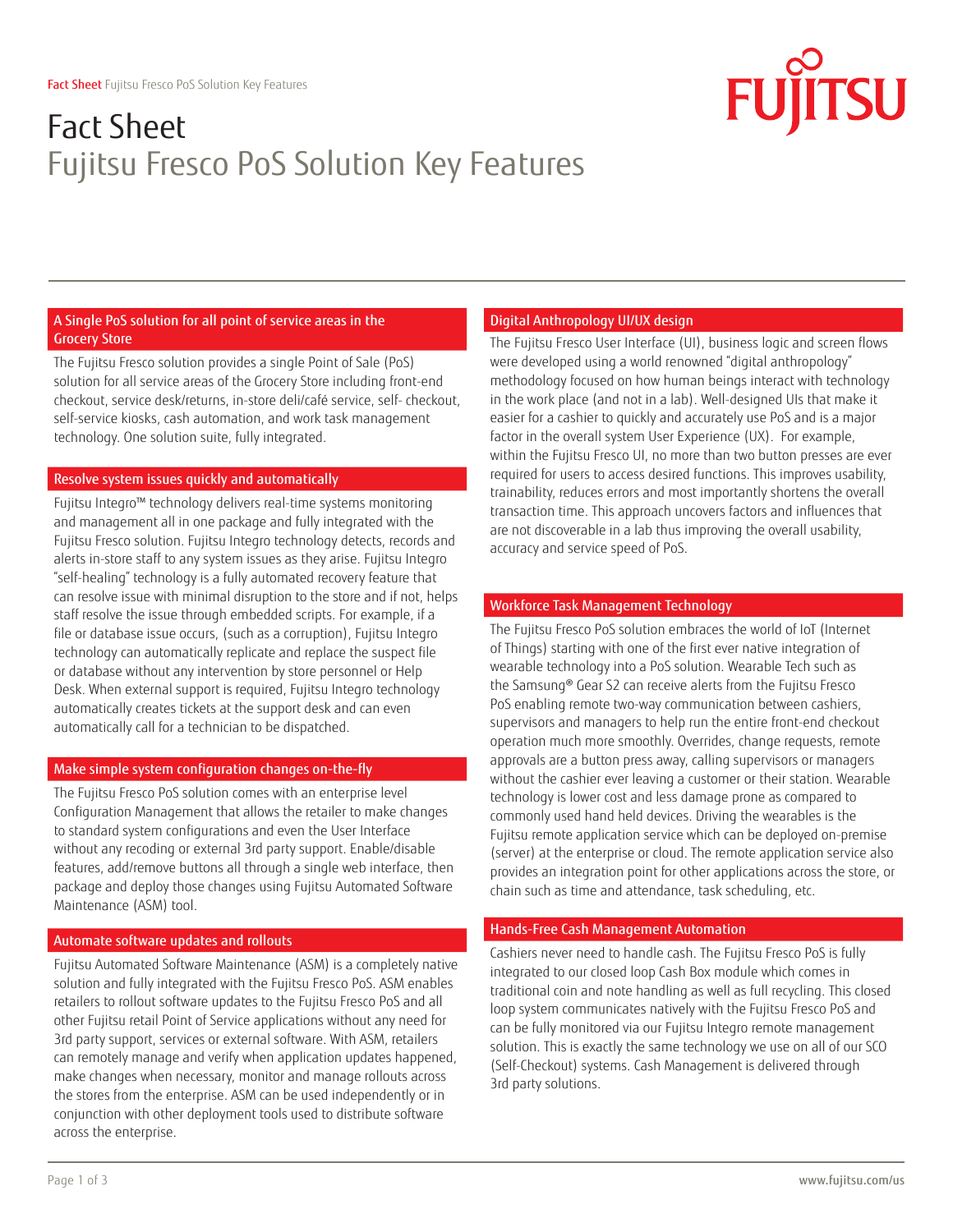# Fact Sheet
## Fujitsu Fresco PoS Solution Key Features

### A Single PoS solution for all point of service areas in the Grocery Store

The Fujitsu Fresco solution provides a single Point of Sale (PoS) solution for all service areas of the Grocery Store including front-end checkout, service desk/returns, in-store deli/café service, self- checkout, self-service kiosks, cash automation, and work task management technology. One solution suite, fully integrated.

### Resolve system issues quickly and automatically

Fujitsu Integro™ technology delivers real-time systems monitoring and management all in one package and fully integrated with the Fujitsu Fresco solution. Fujitsu Integro technology detects, records and alerts in-store staff to any system issues as they arise. Fujitsu Integro "self-healing" technology is a fully automated recovery feature that can resolve issue with minimal disruption to the store and if not, helps staff resolve the issue through embedded scripts. For example, if a file or database issue occurs, (such as a corruption), Fujitsu Integro technology can automatically replicate and replace the suspect file or database without any intervention by store personnel or Help Desk. When external support is required, Fujitsu Integro technology automatically creates tickets at the support desk and can even automatically call for a technician to be dispatched.

### Make simple system configuration changes on-the-fly

The Fujitsu Fresco PoS solution comes with an enterprise level Configuration Management that allows the retailer to make changes to standard system configurations and even the User Interface without any recoding or external 3rd party support. Enable/disable features, add/remove buttons all through a single web interface, then package and deploy those changes using Fujitsu Automated Software Maintenance (ASM) tool.

### Automate software updates and rollouts

Fujitsu Automated Software Maintenance (ASM) is a completely native solution and fully integrated with the Fujitsu Fresco PoS. ASM enables retailers to rollout software updates to the Fujitsu Fresco PoS and all other Fujitsu retail Point of Service applications without any need for 3rd party support, services or external software. With ASM, retailers can remotely manage and verify when application updates happened, make changes when necessary, monitor and manage rollouts across the stores from the enterprise. ASM can be used independently or in conjunction with other deployment tools used to distribute software across the enterprise.

### Digital Anthropology UI/UX design

The Fujitsu Fresco User Interface (UI), business logic and screen flows were developed using a world renowned "digital anthropology" methodology focused on how human beings interact with technology in the work place (and not in a lab). Well-designed UIs that make it easier for a cashier to quickly and accurately use PoS and is a major factor in the overall system User Experience (UX). For example, within the Fujitsu Fresco UI, no more than two button presses are ever required for users to access desired functions. This improves usability, trainability, reduces errors and most importantly shortens the overall transaction time. This approach uncovers factors and influences that are not discoverable in a lab thus improving the overall usability, accuracy and service speed of PoS.

### Workforce Task Management Technology

The Fujitsu Fresco PoS solution embraces the world of IoT (Internet of Things) starting with one of the first ever native integration of wearable technology into a PoS solution. Wearable Tech such as the Samsung® Gear S2 can receive alerts from the Fujitsu Fresco PoS enabling remote two-way communication between cashiers, supervisors and managers to help run the entire front-end checkout operation much more smoothly. Overrides, change requests, remote approvals are a button press away, calling supervisors or managers without the cashier ever leaving a customer or their station. Wearable technology is lower cost and less damage prone as compared to commonly used hand held devices. Driving the wearables is the Fujitsu remote application service which can be deployed on-premise (server) at the enterprise or cloud. The remote application service also provides an integration point for other applications across the store, or chain such as time and attendance, task scheduling, etc.

### Hands-Free Cash Management Automation

Cashiers never need to handle cash. The Fujitsu Fresco PoS is fully integrated to our closed loop Cash Box module which comes in traditional coin and note handling as well as full recycling. This closed loop system communicates natively with the Fujitsu Fresco PoS and can be fully monitored via our Fujitsu Integro remote management solution. This is exactly the same technology we use on all of our SCO (Self-Checkout) systems. Cash Management is delivered through 3rd party solutions.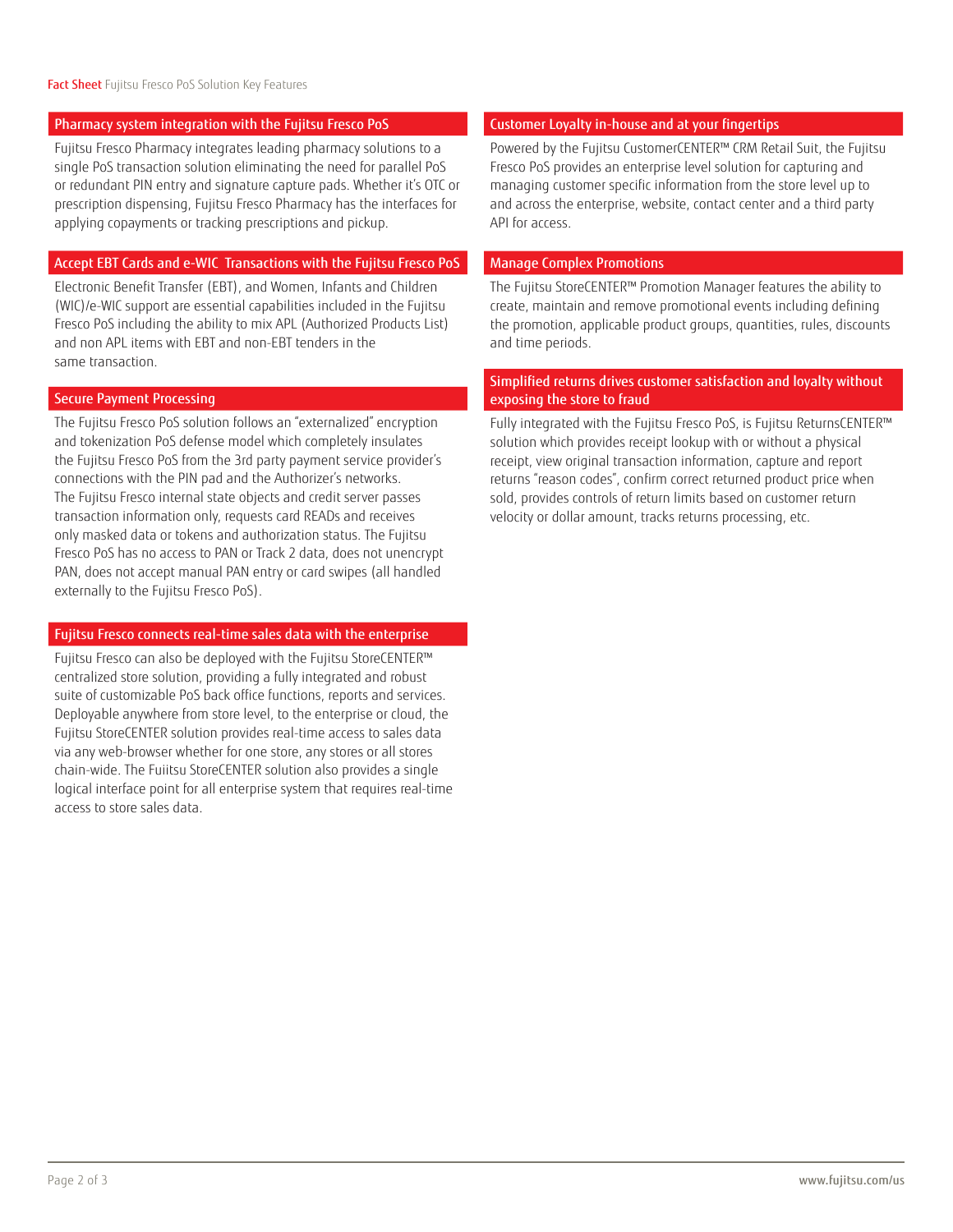## Pharmacy system integration with the Fujitsu Fresco PoS

Fujitsu Fresco Pharmacy integrates leading pharmacy solutions to a single PoS transaction solution eliminating the need for parallel PoS or redundant PIN entry and signature capture pads. Whether it's OTC or prescription dispensing, Fujitsu Fresco Pharmacy has the interfaces for applying copayments or tracking prescriptions and pickup.

## Accept EBT Cards and e-WIC Transactions with the Fujitsu Fresco PoS

Electronic Benefit Transfer (EBT), and Women, Infants and Children (WIC)/e-WIC support are essential capabilities included in the Fujitsu Fresco PoS including the ability to mix APL (Authorized Products List) and non APL items with EBT and non-EBT tenders in the same transaction.

## Secure Payment Processing

The Fujitsu Fresco PoS solution follows an "externalized" encryption and tokenization PoS defense model which completely insulates the Fujitsu Fresco PoS from the 3rd party payment service provider's connections with the PIN pad and the Authorizer's networks. The Fujitsu Fresco internal state objects and credit server passes transaction information only, requests card READs and receives only masked data or tokens and authorization status. The Fujitsu Fresco PoS has no access to PAN or Track 2 data, does not unencrypt PAN, does not accept manual PAN entry or card swipes (all handled externally to the Fujitsu Fresco PoS).

## Fujitsu Fresco connects real-time sales data with the enterprise

Fujitsu Fresco can also be deployed with the Fujitsu StoreCENTER™ centralized store solution, providing a fully integrated and robust suite of customizable PoS back office functions, reports and services. Deployable anywhere from store level, to the enterprise or cloud, the Fujitsu StoreCENTER solution provides real-time access to sales data via any web-browser whether for one store, any stores or all stores chain-wide. The Fuiitsu StoreCENTER solution also provides a single logical interface point for all enterprise system that requires real-time access to store sales data.

## Customer Loyalty in-house and at your fingertips

Powered by the Fujitsu CustomerCENTER™ CRM Retail Suit, the Fujitsu Fresco PoS provides an enterprise level solution for capturing and managing customer specific information from the store level up to and across the enterprise, website, contact center and a third party API for access.

## Manage Complex Promotions

The Fujitsu StoreCENTER™ Promotion Manager features the ability to create, maintain and remove promotional events including defining the promotion, applicable product groups, quantities, rules, discounts and time periods.

## Simplified returns drives customer satisfaction and loyalty without exposing the store to fraud

Fully integrated with the Fujitsu Fresco PoS, is Fujitsu ReturnsCENTER™ solution which provides receipt lookup with or without a physical receipt, view original transaction information, capture and report returns "reason codes", confirm correct returned product price when sold, provides controls of return limits based on customer return velocity or dollar amount, tracks returns processing, etc.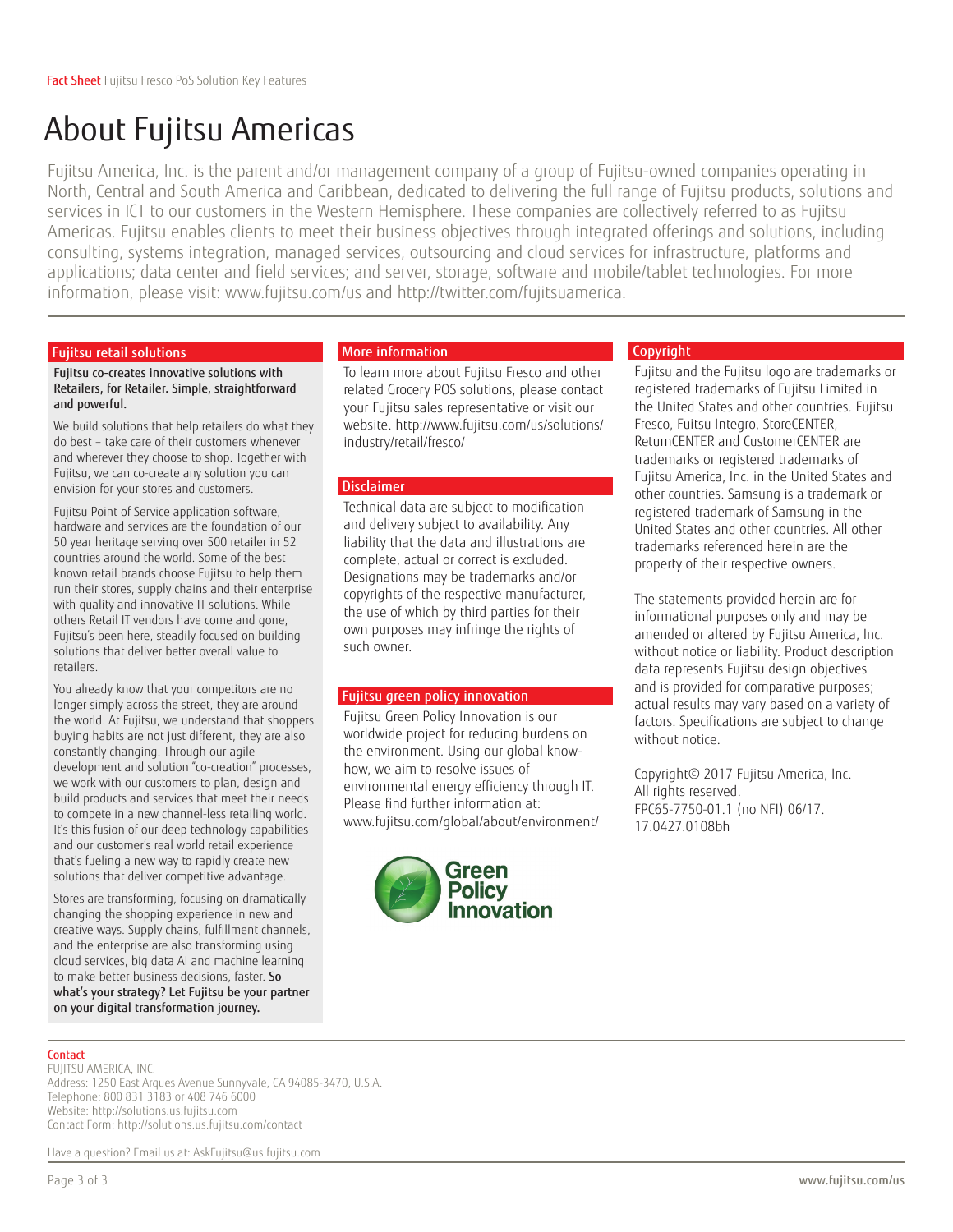# About Fujitsu Americas

Fujitsu America, Inc. is the parent and/or management company of a group of Fujitsu-owned companies operating in North, Central and South America and Caribbean, dedicated to delivering the full range of Fujitsu products, solutions and services in ICT to our customers in the Western Hemisphere. These companies are collectively referred to as Fujitsu Americas. Fujitsu enables clients to meet their business objectives through integrated offerings and solutions, including consulting, systems integration, managed services, outsourcing and cloud services for infrastructure, platforms and applications; data center and field services; and server, storage, software and mobile/tablet technologies. For more information, please visit: www.fujitsu.com/us and http://twitter.com/fujitsuamerica.

## Fujitsu retail solutions

**Fujitsu co-creates innovative solutions with Retailers, for Retailer. Simple, straightforward and powerful.**

We build solutions that help retailers do what they do best – take care of their customers whenever and wherever they choose to shop. Together with Fujitsu, we can co-create any solution you can envision for your stores and customers.

Fujitsu Point of Service application software, hardware and services are the foundation of our 50 year heritage serving over 500 retailer in 52 countries around the world. Some of the best known retail brands choose Fujitsu to help them run their stores, supply chains and their enterprise with quality and innovative IT solutions. While others Retail IT vendors have come and gone, Fujitsu's been here, steadily focused on building solutions that deliver better overall value to retailers.

You already know that your competitors are no longer simply across the street, they are around the world. At Fujitsu, we understand that shoppers buying habits are not just different, they are also constantly changing. Through our agile development and solution "co-creation" processes, we work with our customers to plan, design and build products and services that meet their needs to compete in a new channel-less retailing world. It's this fusion of our deep technology capabilities and our customer's real world retail experience that's fueling a new way to rapidly create new solutions that deliver competitive advantage.

Stores are transforming, focusing on dramatically changing the shopping experience in new and creative ways. Supply chains, fulfillment channels, and the enterprise are also transforming using cloud services, big data AI and machine learning to make better business decisions, faster. **So what's your strategy? Let Fujitsu be your partner on your digital transformation journey.**

## More information

To learn more about Fujitsu Fresco and other related Grocery POS solutions, please contact your Fujitsu sales representative or visit our website. http://www.fujitsu.com/us/solutions/industry/retail/fresco/

## Disclaimer

Technical data are subject to modification and delivery subject to availability. Any liability that the data and illustrations are complete, actual or correct is excluded. Designations may be trademarks and/or copyrights of the respective manufacturer, the use of which by third parties for their own purposes may infringe the rights of such owner.

## Fujitsu green policy innovation

Fujitsu Green Policy Innovation is our worldwide project for reducing burdens on the environment. Using our global know-how, we aim to resolve issues of environmental energy efficiency through IT. Please find further information at: www.fujitsu.com/global/about/environment/

Green Policy Innovation

## Copyright

Fujitsu and the Fujitsu logo are trademarks or registered trademarks of Fujitsu Limited in the United States and other countries. Fujitsu Fresco, Fuitsu Integro, StoreCENTER, ReturnCENTER and CustomerCENTER are trademarks or registered trademarks of Fujitsu America, Inc. in the United States and other countries. Samsung is a trademark or registered trademark of Samsung in the United States and other countries. All other trademarks referenced herein are the property of their respective owners.

The statements provided herein are for informational purposes only and may be amended or altered by Fujitsu America, Inc. without notice or liability. Product description data represents Fujitsu design objectives and is provided for comparative purposes; actual results may vary based on a variety of factors. Specifications are subject to change without notice.

Copyright© 2017 Fujitsu America, Inc.
All rights reserved.
FPC65-7750-01.1 (no NFI) 06/17.
17.0427.0108bh

**Contact**

FUJITSU AMERICA, INC.
Address: 1250 East Arques Avenue Sunnyvale, CA 94085-3470, U.S.A.
Telephone: 800 831 3183 or 408 746 6000
Website: http://solutions.us.fujitsu.com
Contact Form: http://solutions.us.fujitsu.com/contact

Have a question? Email us at: AskFujitsu@us.fujitsu.com